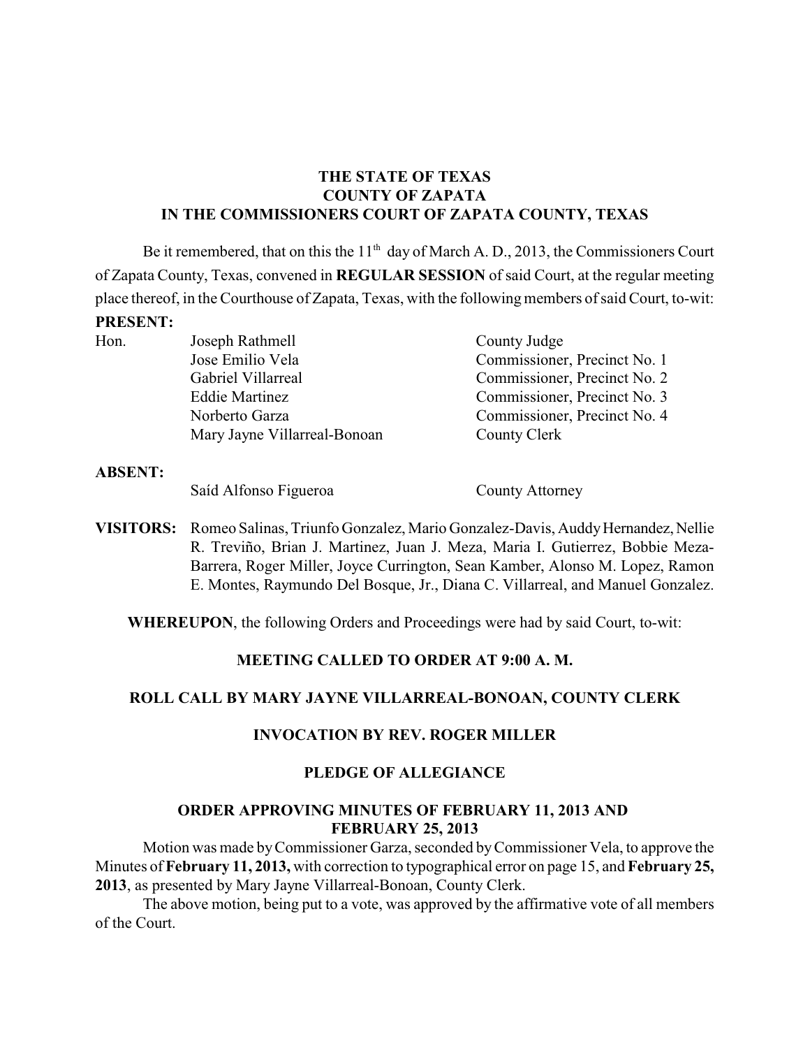**THE STATE OF TEXAS**
**COUNTY OF ZAPATA**
**IN THE COMMISSIONERS COURT OF ZAPATA COUNTY, TEXAS**

Be it remembered, that on this the 11th day of March A. D., 2013, the Commissioners Court of Zapata County, Texas, convened in **REGULAR SESSION** of said Court, at the regular meeting place thereof, in the Courthouse of Zapata, Texas, with the following members of said Court, to-wit:

**PRESENT:**

| | | |
|---|---|---|
| Hon. | Joseph Rathmell | County Judge |
| | Jose Emilio Vela | Commissioner, Precinct No. 1 |
| | Gabriel Villarreal | Commissioner, Precinct No. 2 |
| | Eddie Martinez | Commissioner, Precinct No. 3 |
| | Norberto Garza | Commissioner, Precinct No. 4 |
| | Mary Jayne Villarreal-Bonoan | County Clerk |

**ABSENT:**

| | |
|---|---|
| Saíd Alfonso Figueroa | County Attorney |

**VISITORS:** Romeo Salinas, Triunfo Gonzalez, Mario Gonzalez-Davis, Auddy Hernandez, Nellie R. Treviño, Brian J. Martinez, Juan J. Meza, Maria I. Gutierrez, Bobbie Meza-Barrera, Roger Miller, Joyce Currington, Sean Kamber, Alonso M. Lopez, Ramon E. Montes, Raymundo Del Bosque, Jr., Diana C. Villarreal, and Manuel Gonzalez.

**WHEREUPON**, the following Orders and Proceedings were had by said Court, to-wit:

**MEETING CALLED TO ORDER AT 9:00 A. M.**

**ROLL CALL BY MARY JAYNE VILLARREAL-BONOAN, COUNTY CLERK**

**INVOCATION BY REV. ROGER MILLER**

**PLEDGE OF ALLEGIANCE**

**ORDER APPROVING MINUTES OF FEBRUARY 11, 2013 AND FEBRUARY 25, 2013**

Motion was made by Commissioner Garza, seconded by Commissioner Vela, to approve the Minutes of **February 11, 2013,** with correction to typographical error on page 15, and **February 25, 2013**, as presented by Mary Jayne Villarreal-Bonoan, County Clerk.

The above motion, being put to a vote, was approved by the affirmative vote of all members of the Court.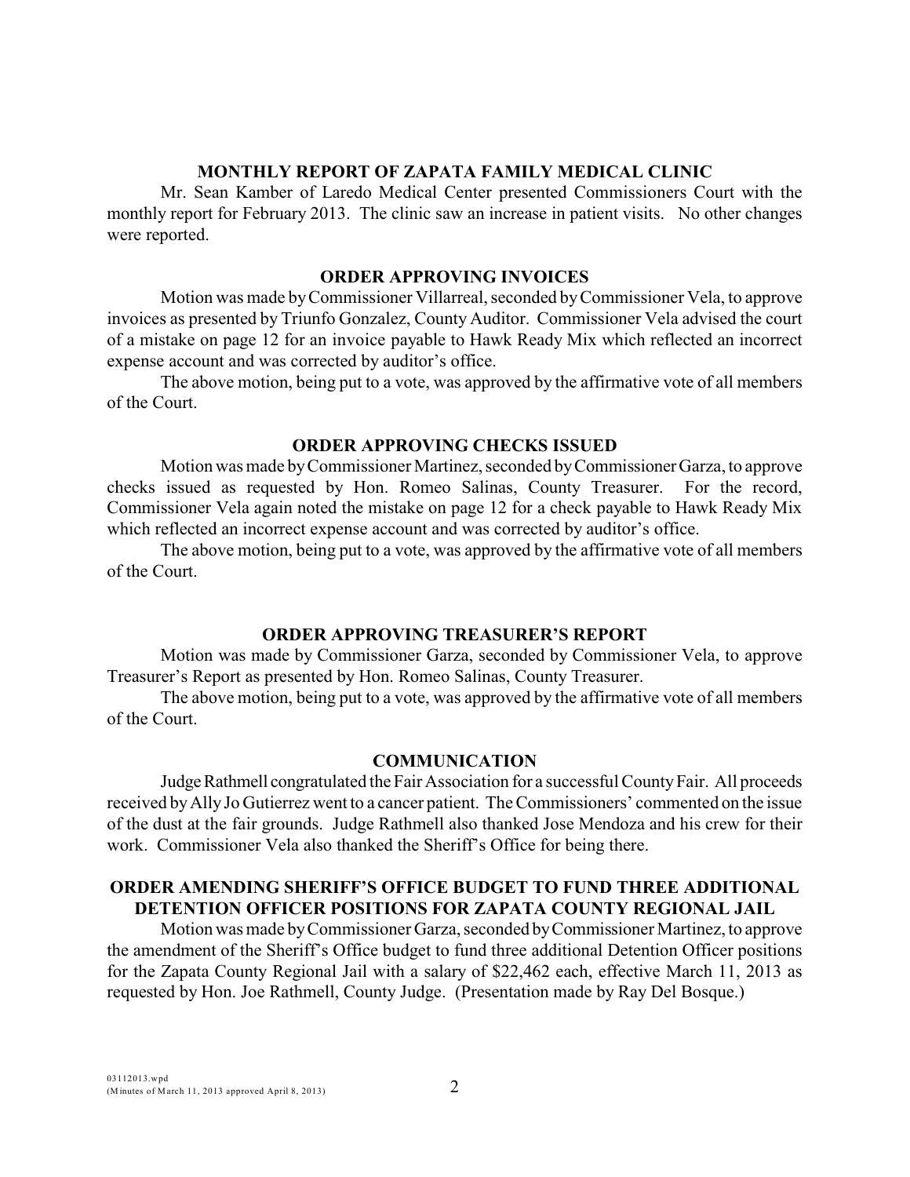## MONTHLY REPORT OF ZAPATA FAMILY MEDICAL CLINIC

Mr. Sean Kamber of Laredo Medical Center presented Commissioners Court with the monthly report for February 2013. The clinic saw an increase in patient visits. No other changes were reported.

## ORDER APPROVING INVOICES

Motion was made by Commissioner Villarreal, seconded by Commissioner Vela, to approve invoices as presented by Triunfo Gonzalez, County Auditor. Commissioner Vela advised the court of a mistake on page 12 for an invoice payable to Hawk Ready Mix which reflected an incorrect expense account and was corrected by auditor's office.

The above motion, being put to a vote, was approved by the affirmative vote of all members of the Court.

## ORDER APPROVING CHECKS ISSUED

Motion was made by Commissioner Martinez, seconded by Commissioner Garza, to approve checks issued as requested by Hon. Romeo Salinas, County Treasurer. For the record, Commissioner Vela again noted the mistake on page 12 for a check payable to Hawk Ready Mix which reflected an incorrect expense account and was corrected by auditor's office.

The above motion, being put to a vote, was approved by the affirmative vote of all members of the Court.

## ORDER APPROVING TREASURER'S REPORT

Motion was made by Commissioner Garza, seconded by Commissioner Vela, to approve Treasurer's Report as presented by Hon. Romeo Salinas, County Treasurer.

The above motion, being put to a vote, was approved by the affirmative vote of all members of the Court.

## COMMUNICATION

Judge Rathmell congratulated the Fair Association for a successful County Fair. All proceeds received by Ally Jo Gutierrez went to a cancer patient. The Commissioners' commented on the issue of the dust at the fair grounds. Judge Rathmell also thanked Jose Mendoza and his crew for their work. Commissioner Vela also thanked the Sheriff's Office for being there.

## ORDER AMENDING SHERIFF'S OFFICE BUDGET TO FUND THREE ADDITIONAL DETENTION OFFICER POSITIONS FOR ZAPATA COUNTY REGIONAL JAIL

Motion was made by Commissioner Garza, seconded by Commissioner Martinez, to approve the amendment of the Sheriff's Office budget to fund three additional Detention Officer positions for the Zapata County Regional Jail with a salary of $22,462 each, effective March 11, 2013 as requested by Hon. Joe Rathmell, County Judge. (Presentation made by Ray Del Bosque.)

03112013.wpd
(Minutes of March 11, 2013 approved April 8, 2013)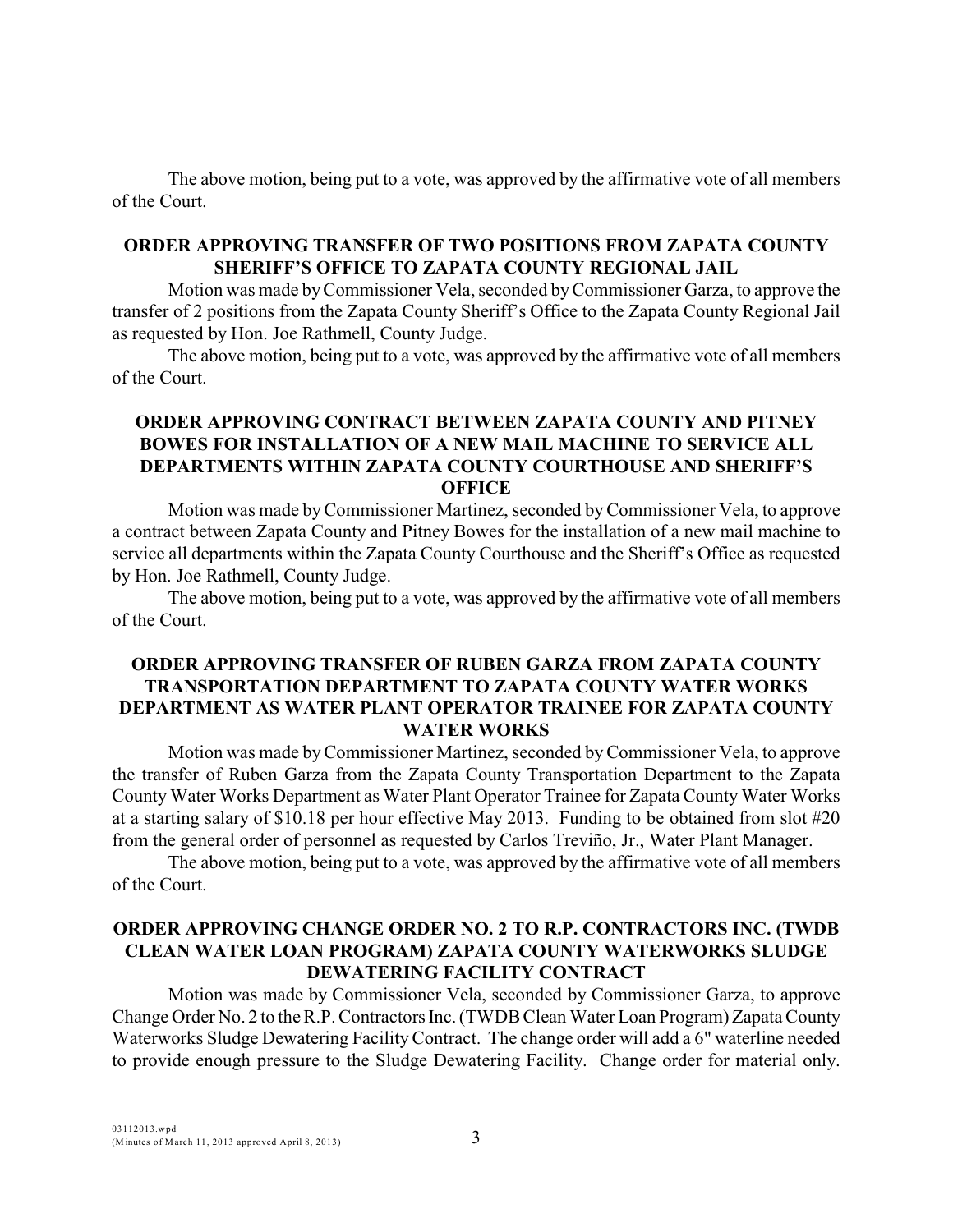The above motion, being put to a vote, was approved by the affirmative vote of all members of the Court.

**ORDER APPROVING TRANSFER OF TWO POSITIONS FROM ZAPATA COUNTY SHERIFF'S OFFICE TO ZAPATA COUNTY REGIONAL JAIL**

Motion was made by Commissioner Vela, seconded by Commissioner Garza, to approve the transfer of 2 positions from the Zapata County Sheriff's Office to the Zapata County Regional Jail as requested by Hon. Joe Rathmell, County Judge.

The above motion, being put to a vote, was approved by the affirmative vote of all members of the Court.

**ORDER APPROVING CONTRACT BETWEEN ZAPATA COUNTY AND PITNEY BOWES FOR INSTALLATION OF A NEW MAIL MACHINE TO SERVICE ALL DEPARTMENTS WITHIN ZAPATA COUNTY COURTHOUSE AND SHERIFF'S OFFICE**

Motion was made by Commissioner Martinez, seconded by Commissioner Vela, to approve a contract between Zapata County and Pitney Bowes for the installation of a new mail machine to service all departments within the Zapata County Courthouse and the Sheriff's Office as requested by Hon. Joe Rathmell, County Judge.

The above motion, being put to a vote, was approved by the affirmative vote of all members of the Court.

**ORDER APPROVING TRANSFER OF RUBEN GARZA FROM ZAPATA COUNTY TRANSPORTATION DEPARTMENT TO ZAPATA COUNTY WATER WORKS DEPARTMENT AS WATER PLANT OPERATOR TRAINEE FOR ZAPATA COUNTY WATER WORKS**

Motion was made by Commissioner Martinez, seconded by Commissioner Vela, to approve the transfer of Ruben Garza from the Zapata County Transportation Department to the Zapata County Water Works Department as Water Plant Operator Trainee for Zapata County Water Works at a starting salary of $10.18 per hour effective May 2013. Funding to be obtained from slot #20 from the general order of personnel as requested by Carlos Treviño, Jr., Water Plant Manager.

The above motion, being put to a vote, was approved by the affirmative vote of all members of the Court.

**ORDER APPROVING CHANGE ORDER NO. 2 TO R.P. CONTRACTORS INC. (TWDB CLEAN WATER LOAN PROGRAM) ZAPATA COUNTY WATERWORKS SLUDGE DEWATERING FACILITY CONTRACT**

Motion was made by Commissioner Vela, seconded by Commissioner Garza, to approve Change Order No. 2 to the R.P. Contractors Inc. (TWDB Clean Water Loan Program) Zapata County Waterworks Sludge Dewatering Facility Contract. The change order will add a 6" waterline needed to provide enough pressure to the Sludge Dewatering Facility. Change order for material only.

03112013.wpd
(Minutes of March 11, 2013 approved April 8, 2013)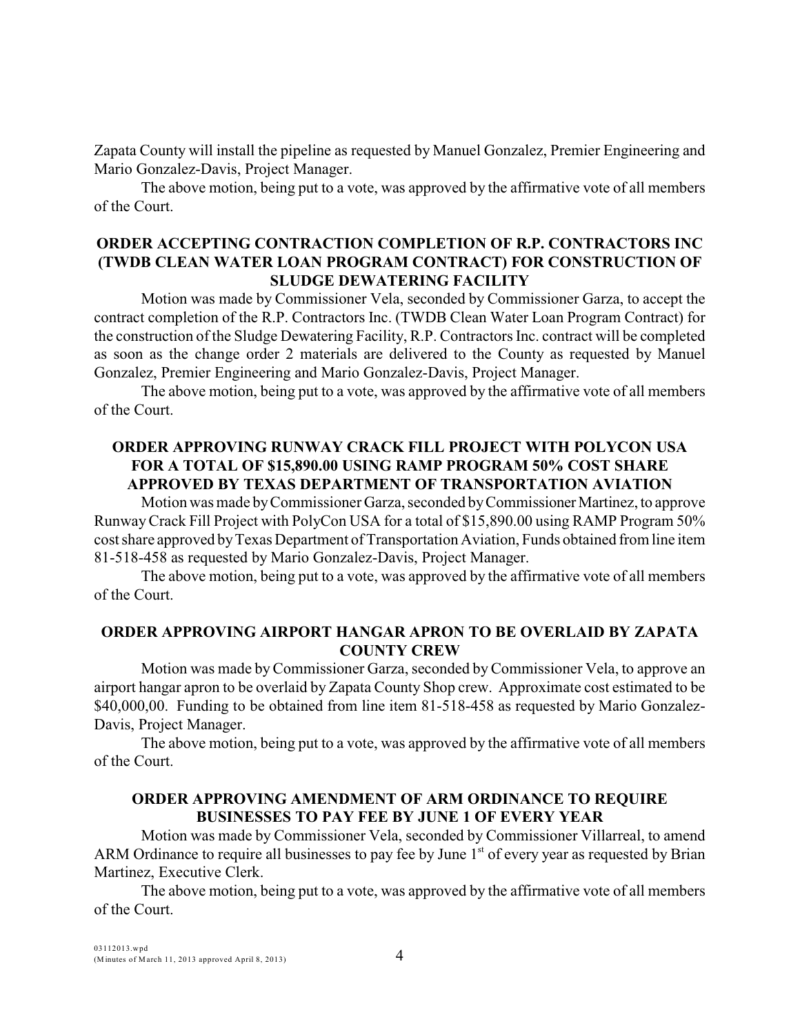Zapata County will install the pipeline as requested by Manuel Gonzalez, Premier Engineering and Mario Gonzalez-Davis, Project Manager.

The above motion, being put to a vote, was approved by the affirmative vote of all members of the Court.

**ORDER ACCEPTING CONTRACTION COMPLETION OF R.P. CONTRACTORS INC (TWDB CLEAN WATER LOAN PROGRAM CONTRACT) FOR CONSTRUCTION OF SLUDGE DEWATERING FACILITY**

Motion was made by Commissioner Vela, seconded by Commissioner Garza, to accept the contract completion of the R.P. Contractors Inc. (TWDB Clean Water Loan Program Contract) for the construction of the Sludge Dewatering Facility, R.P. Contractors Inc. contract will be completed as soon as the change order 2 materials are delivered to the County as requested by Manuel Gonzalez, Premier Engineering and Mario Gonzalez-Davis, Project Manager.

The above motion, being put to a vote, was approved by the affirmative vote of all members of the Court.

**ORDER APPROVING RUNWAY CRACK FILL PROJECT WITH POLYCON USA FOR A TOTAL OF $15,890.00 USING RAMP PROGRAM 50% COST SHARE APPROVED BY TEXAS DEPARTMENT OF TRANSPORTATION AVIATION**

Motion was made by Commissioner Garza, seconded by Commissioner Martinez, to approve Runway Crack Fill Project with PolyCon USA for a total of $15,890.00 using RAMP Program 50% cost share approved by Texas Department of Transportation Aviation, Funds obtained from line item 81-518-458 as requested by Mario Gonzalez-Davis, Project Manager.

The above motion, being put to a vote, was approved by the affirmative vote of all members of the Court.

**ORDER APPROVING AIRPORT HANGAR APRON TO BE OVERLAID BY ZAPATA COUNTY CREW**

Motion was made by Commissioner Garza, seconded by Commissioner Vela, to approve an airport hangar apron to be overlaid by Zapata County Shop crew. Approximate cost estimated to be $40,000,00. Funding to be obtained from line item 81-518-458 as requested by Mario Gonzalez-Davis, Project Manager.

The above motion, being put to a vote, was approved by the affirmative vote of all members of the Court.

**ORDER APPROVING AMENDMENT OF ARM ORDINANCE TO REQUIRE BUSINESSES TO PAY FEE BY JUNE 1 OF EVERY YEAR**

Motion was made by Commissioner Vela, seconded by Commissioner Villarreal, to amend ARM Ordinance to require all businesses to pay fee by June 1st of every year as requested by Brian Martinez, Executive Clerk.

The above motion, being put to a vote, was approved by the affirmative vote of all members of the Court.

03112013.wpd
(Minutes of March 11, 2013 approved April 8, 2013)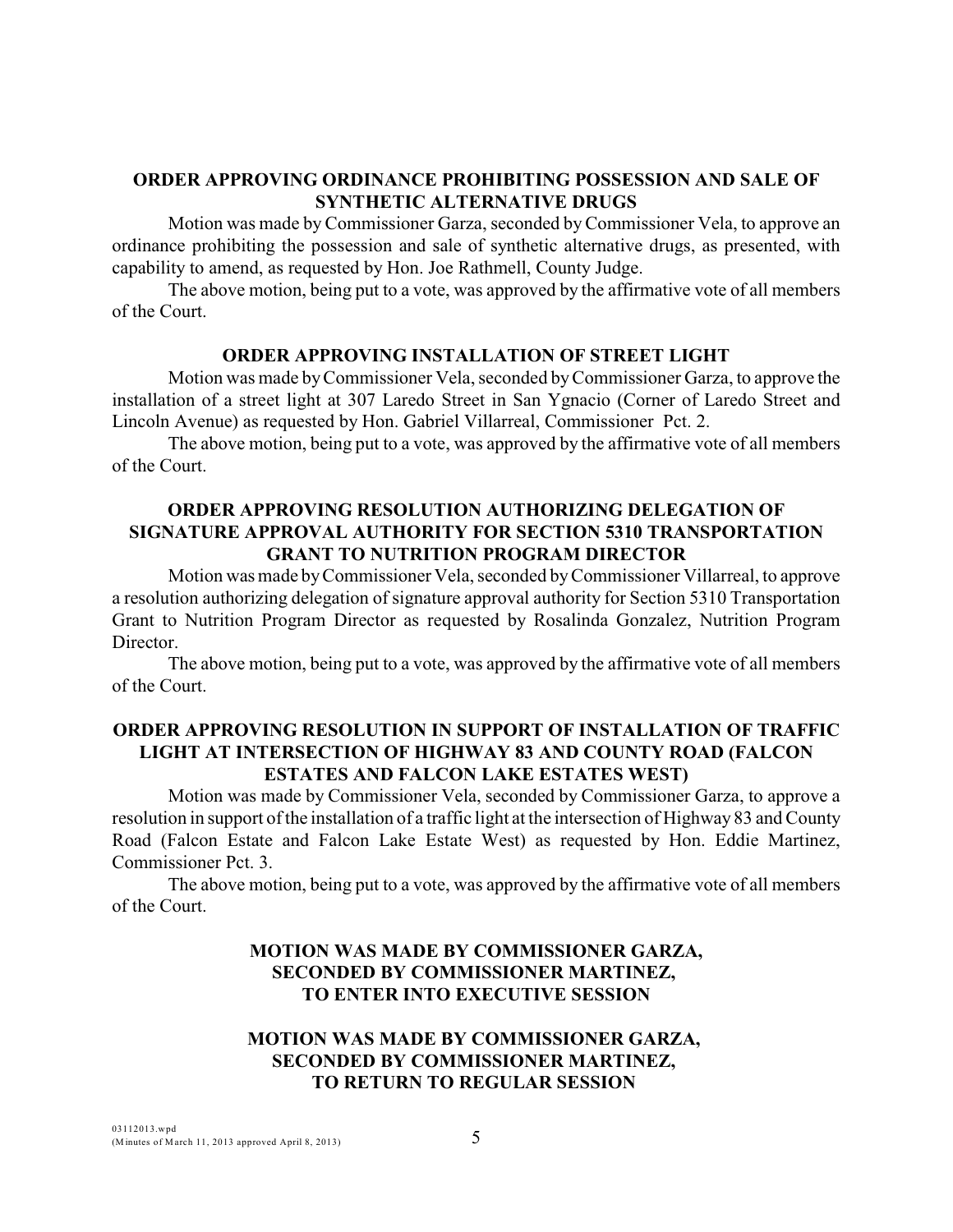**ORDER APPROVING ORDINANCE PROHIBITING POSSESSION AND SALE OF SYNTHETIC ALTERNATIVE DRUGS**

Motion was made by Commissioner Garza, seconded by Commissioner Vela, to approve an ordinance prohibiting the possession and sale of synthetic alternative drugs, as presented, with capability to amend, as requested by Hon. Joe Rathmell, County Judge.

The above motion, being put to a vote, was approved by the affirmative vote of all members of the Court.

**ORDER APPROVING INSTALLATION OF STREET LIGHT**

Motion was made by Commissioner Vela, seconded by Commissioner Garza, to approve the installation of a street light at 307 Laredo Street in San Ygnacio (Corner of Laredo Street and Lincoln Avenue) as requested by Hon. Gabriel Villarreal, Commissioner Pct. 2.

The above motion, being put to a vote, was approved by the affirmative vote of all members of the Court.

**ORDER APPROVING RESOLUTION AUTHORIZING DELEGATION OF SIGNATURE APPROVAL AUTHORITY FOR SECTION 5310 TRANSPORTATION GRANT TO NUTRITION PROGRAM DIRECTOR**

Motion was made by Commissioner Vela, seconded by Commissioner Villarreal, to approve a resolution authorizing delegation of signature approval authority for Section 5310 Transportation Grant to Nutrition Program Director as requested by Rosalinda Gonzalez, Nutrition Program Director.

The above motion, being put to a vote, was approved by the affirmative vote of all members of the Court.

**ORDER APPROVING RESOLUTION IN SUPPORT OF INSTALLATION OF TRAFFIC LIGHT AT INTERSECTION OF HIGHWAY 83 AND COUNTY ROAD (FALCON ESTATES AND FALCON LAKE ESTATES WEST)**

Motion was made by Commissioner Vela, seconded by Commissioner Garza, to approve a resolution in support of the installation of a traffic light at the intersection of Highway 83 and County Road (Falcon Estate and Falcon Lake Estate West) as requested by Hon. Eddie Martinez, Commissioner Pct. 3.

The above motion, being put to a vote, was approved by the affirmative vote of all members of the Court.

**MOTION WAS MADE BY COMMISSIONER GARZA, SECONDED BY COMMISSIONER MARTINEZ, TO ENTER INTO EXECUTIVE SESSION**

**MOTION WAS MADE BY COMMISSIONER GARZA, SECONDED BY COMMISSIONER MARTINEZ, TO RETURN TO REGULAR SESSION**

03112013.wpd
(Minutes of March 11, 2013 approved April 8, 2013)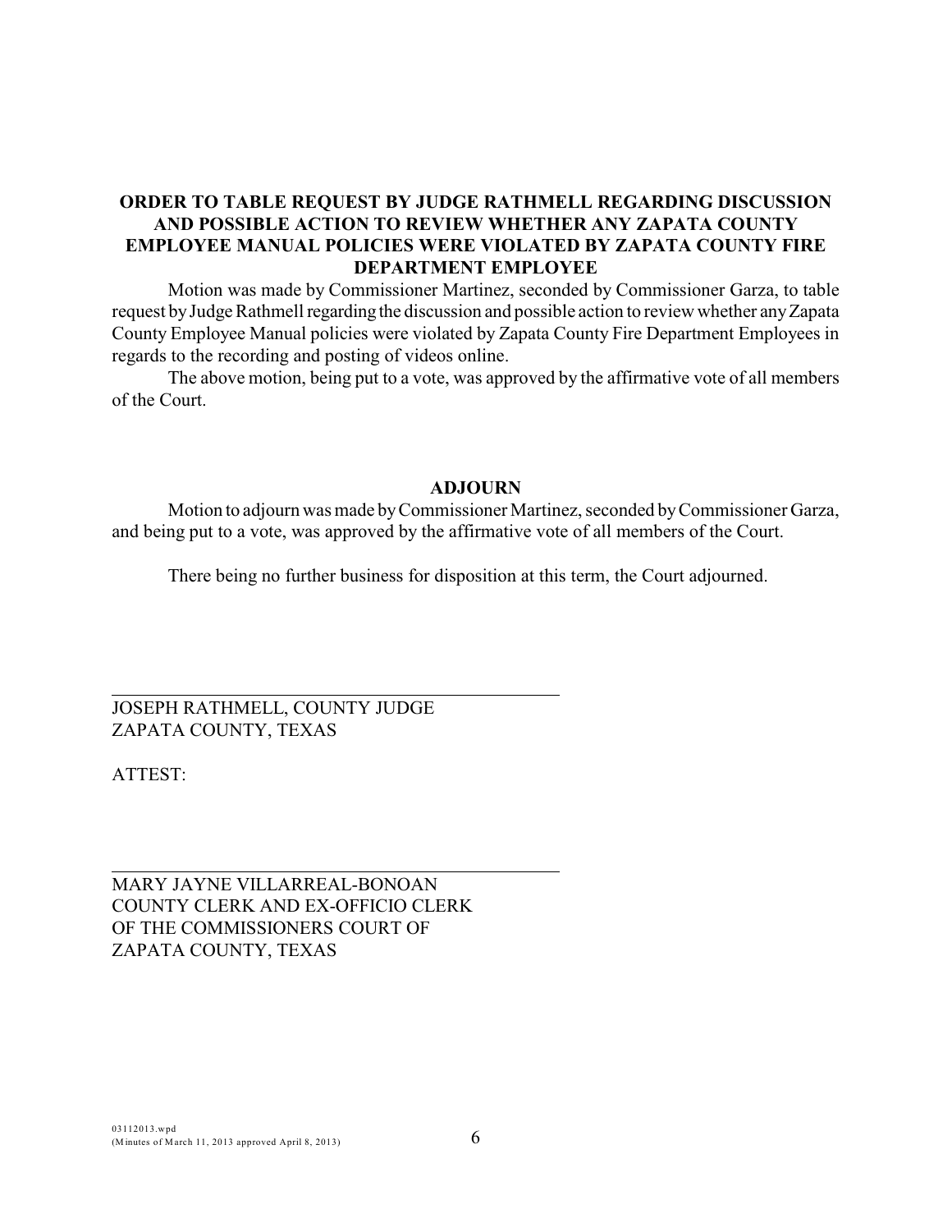**ORDER TO TABLE REQUEST BY JUDGE RATHMELL REGARDING DISCUSSION AND POSSIBLE ACTION TO REVIEW WHETHER ANY ZAPATA COUNTY EMPLOYEE MANUAL POLICIES WERE VIOLATED BY ZAPATA COUNTY FIRE DEPARTMENT EMPLOYEE**

Motion was made by Commissioner Martinez, seconded by Commissioner Garza, to table request by Judge Rathmell regarding the discussion and possible action to review whether any Zapata County Employee Manual policies were violated by Zapata County Fire Department Employees in regards to the recording and posting of videos online.

The above motion, being put to a vote, was approved by the affirmative vote of all members of the Court.

**ADJOURN**

Motion to adjourn was made by Commissioner Martinez, seconded by Commissioner Garza, and being put to a vote, was approved by the affirmative vote of all members of the Court.

There being no further business for disposition at this term, the Court adjourned.

JOSEPH RATHMELL, COUNTY JUDGE
ZAPATA COUNTY, TEXAS

ATTEST:

MARY JAYNE VILLARREAL-BONOAN
COUNTY CLERK AND EX-OFFICIO CLERK
OF THE COMMISSIONERS COURT OF
ZAPATA COUNTY, TEXAS

03112013.wpd
(Minutes of March 11, 2013 approved April 8, 2013)